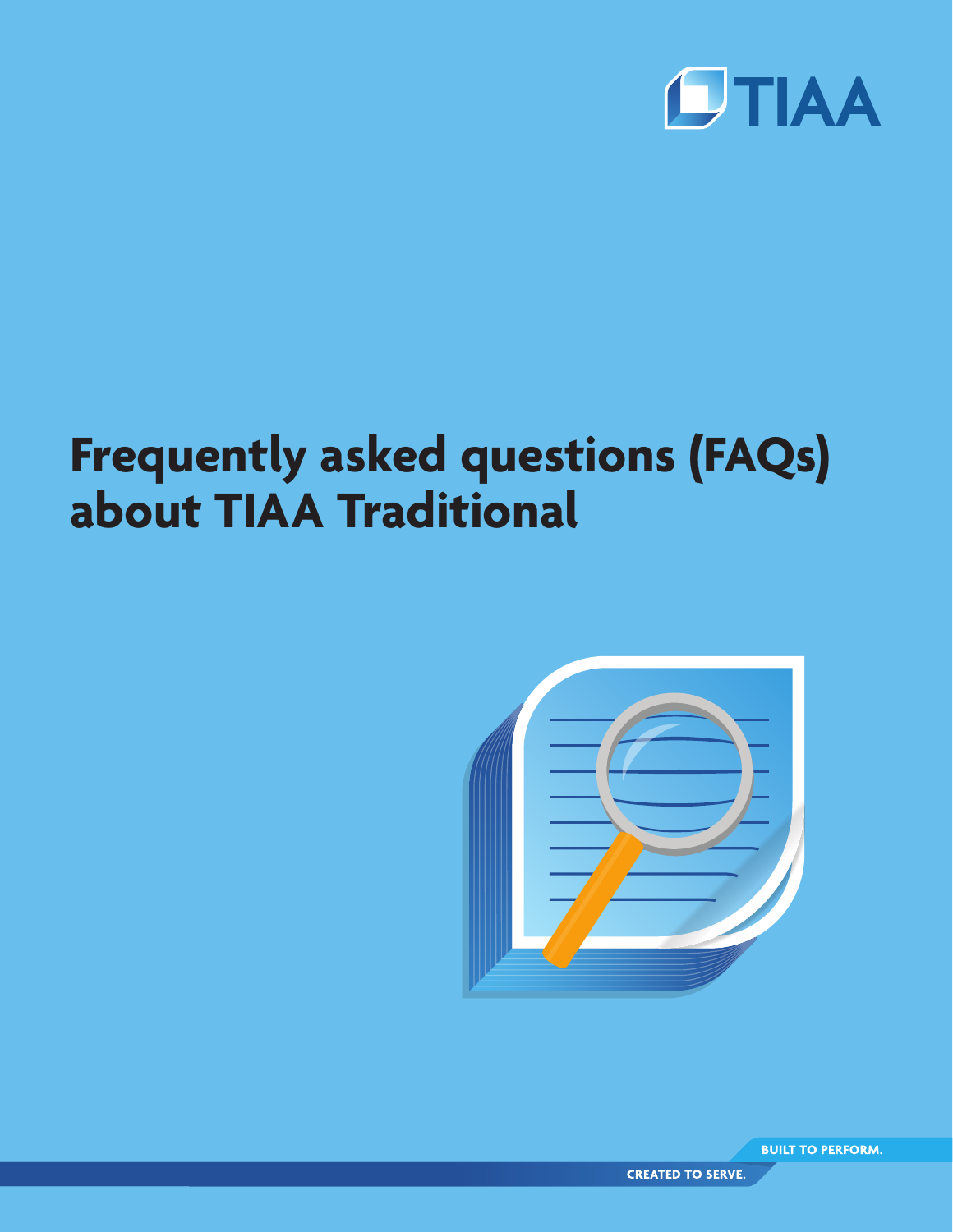TIAA

# Frequently asked questions (FAQs) about TIAA Traditional

BUILT TO PERFORM.

CREATED TO SERVE.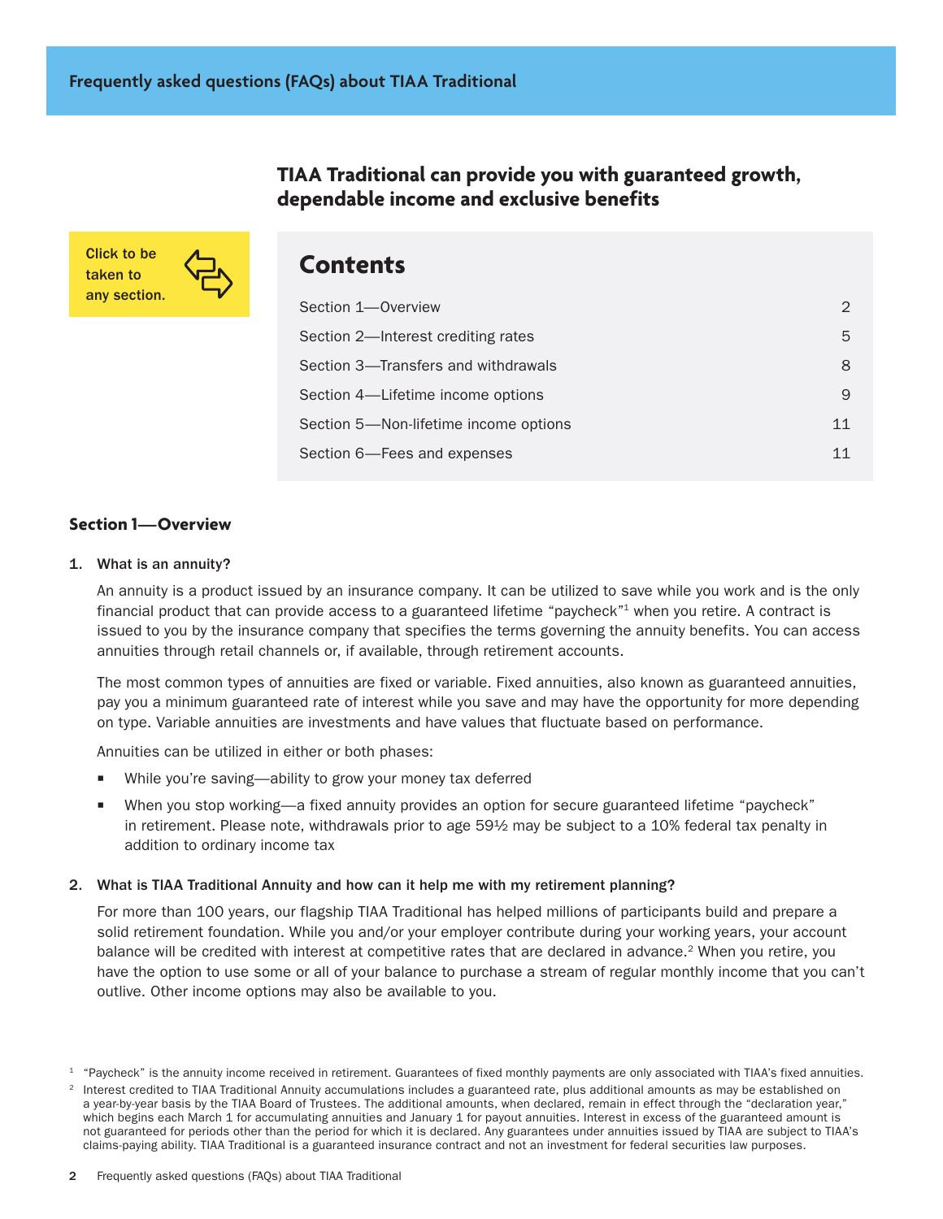# TIAA Traditional can provide you with guaranteed growth, dependable income and exclusive benefits

Click to be taken to any section.

## Contents

| Section | Page |
|---|---|
| Section 1—Overview | 2 |
| Section 2—Interest crediting rates | 5 |
| Section 3—Transfers and withdrawals | 8 |
| Section 4—Lifetime income options | 9 |
| Section 5—Non-lifetime income options | 11 |
| Section 6—Fees and expenses | 11 |

## Section 1—Overview

**1. What is an annuity?**

An annuity is a product issued by an insurance company. It can be utilized to save while you work and is the only financial product that can provide access to a guaranteed lifetime "paycheck"[1] when you retire. A contract is issued to you by the insurance company that specifies the terms governing the annuity benefits. You can access annuities through retail channels or, if available, through retirement accounts.

The most common types of annuities are fixed or variable. Fixed annuities, also known as guaranteed annuities, pay you a minimum guaranteed rate of interest while you save and may have the opportunity for more depending on type. Variable annuities are investments and have values that fluctuate based on performance.

Annuities can be utilized in either or both phases:

- While you're saving—ability to grow your money tax deferred
- When you stop working—a fixed annuity provides an option for secure guaranteed lifetime "paycheck" in retirement. Please note, withdrawals prior to age 59½ may be subject to a 10% federal tax penalty in addition to ordinary income tax

**2. What is TIAA Traditional Annuity and how can it help me with my retirement planning?**

For more than 100 years, our flagship TIAA Traditional has helped millions of participants build and prepare a solid retirement foundation. While you and/or your employer contribute during your working years, your account balance will be credited with interest at competitive rates that are declared in advance.[2] When you retire, you have the option to use some or all of your balance to purchase a stream of regular monthly income that you can't outlive. Other income options may also be available to you.

[1] "Paycheck" is the annuity income received in retirement. Guarantees of fixed monthly payments are only associated with TIAA's fixed annuities.

[2] Interest credited to TIAA Traditional Annuity accumulations includes a guaranteed rate, plus additional amounts as may be established on a year-by-year basis by the TIAA Board of Trustees. The additional amounts, when declared, remain in effect through the "declaration year," which begins each March 1 for accumulating annuities and January 1 for payout annuities. Interest in excess of the guaranteed amount is not guaranteed for periods other than the period for which it is declared. Any guarantees under annuities issued by TIAA are subject to TIAA's claims-paying ability. TIAA Traditional is a guaranteed insurance contract and not an investment for federal securities law purposes.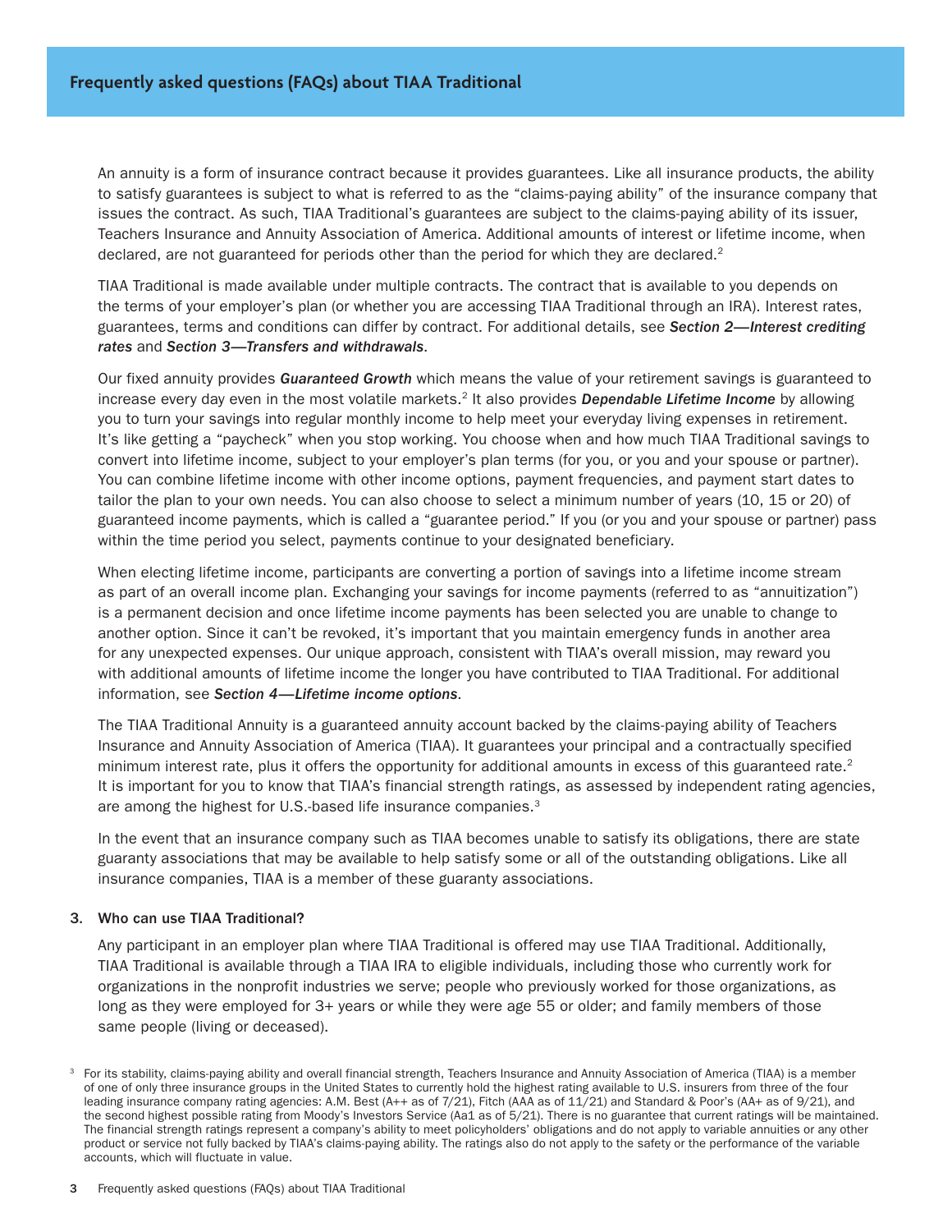An annuity is a form of insurance contract because it provides guarantees. Like all insurance products, the ability to satisfy guarantees is subject to what is referred to as the "claims-paying ability" of the insurance company that issues the contract. As such, TIAA Traditional's guarantees are subject to the claims-paying ability of its issuer, Teachers Insurance and Annuity Association of America. Additional amounts of interest or lifetime income, when declared, are not guaranteed for periods other than the period for which they are declared.[2]

TIAA Traditional is made available under multiple contracts. The contract that is available to you depends on the terms of your employer's plan (or whether you are accessing TIAA Traditional through an IRA). Interest rates, guarantees, terms and conditions can differ by contract. For additional details, see ***Section 2—Interest crediting rates*** and ***Section 3—Transfers and withdrawals***.

Our fixed annuity provides ***Guaranteed Growth*** which means the value of your retirement savings is guaranteed to increase every day even in the most volatile markets.[2] It also provides ***Dependable Lifetime Income*** by allowing you to turn your savings into regular monthly income to help meet your everyday living expenses in retirement. It's like getting a "paycheck" when you stop working. You choose when and how much TIAA Traditional savings to convert into lifetime income, subject to your employer's plan terms (for you, or you and your spouse or partner). You can combine lifetime income with other income options, payment frequencies, and payment start dates to tailor the plan to your own needs. You can also choose to select a minimum number of years (10, 15 or 20) of guaranteed income payments, which is called a "guarantee period." If you (or you and your spouse or partner) pass within the time period you select, payments continue to your designated beneficiary.

When electing lifetime income, participants are converting a portion of savings into a lifetime income stream as part of an overall income plan. Exchanging your savings for income payments (referred to as "annuitization") is a permanent decision and once lifetime income payments has been selected you are unable to change to another option. Since it can't be revoked, it's important that you maintain emergency funds in another area for any unexpected expenses. Our unique approach, consistent with TIAA's overall mission, may reward you with additional amounts of lifetime income the longer you have contributed to TIAA Traditional. For additional information, see ***Section 4—Lifetime income options***.

The TIAA Traditional Annuity is a guaranteed annuity account backed by the claims-paying ability of Teachers Insurance and Annuity Association of America (TIAA). It guarantees your principal and a contractually specified minimum interest rate, plus it offers the opportunity for additional amounts in excess of this guaranteed rate.[2] It is important for you to know that TIAA's financial strength ratings, as assessed by independent rating agencies, are among the highest for U.S.-based life insurance companies.[3]

In the event that an insurance company such as TIAA becomes unable to satisfy its obligations, there are state guaranty associations that may be available to help satisfy some or all of the outstanding obligations. Like all insurance companies, TIAA is a member of these guaranty associations.

### 3. Who can use TIAA Traditional?

Any participant in an employer plan where TIAA Traditional is offered may use TIAA Traditional. Additionally, TIAA Traditional is available through a TIAA IRA to eligible individuals, including those who currently work for organizations in the nonprofit industries we serve; people who previously worked for those organizations, as long as they were employed for 3+ years or while they were age 55 or older; and family members of those same people (living or deceased).

[3] For its stability, claims-paying ability and overall financial strength, Teachers Insurance and Annuity Association of America (TIAA) is a member of one of only three insurance groups in the United States to currently hold the highest rating available to U.S. insurers from three of the four leading insurance company rating agencies: A.M. Best (A++ as of 7/21), Fitch (AAA as of 11/21) and Standard & Poor's (AA+ as of 9/21), and the second highest possible rating from Moody's Investors Service (Aa1 as of 5/21). There is no guarantee that current ratings will be maintained. The financial strength ratings represent a company's ability to meet policyholders' obligations and do not apply to variable annuities or any other product or service not fully backed by TIAA's claims-paying ability. The ratings also do not apply to the safety or the performance of the variable accounts, which will fluctuate in value.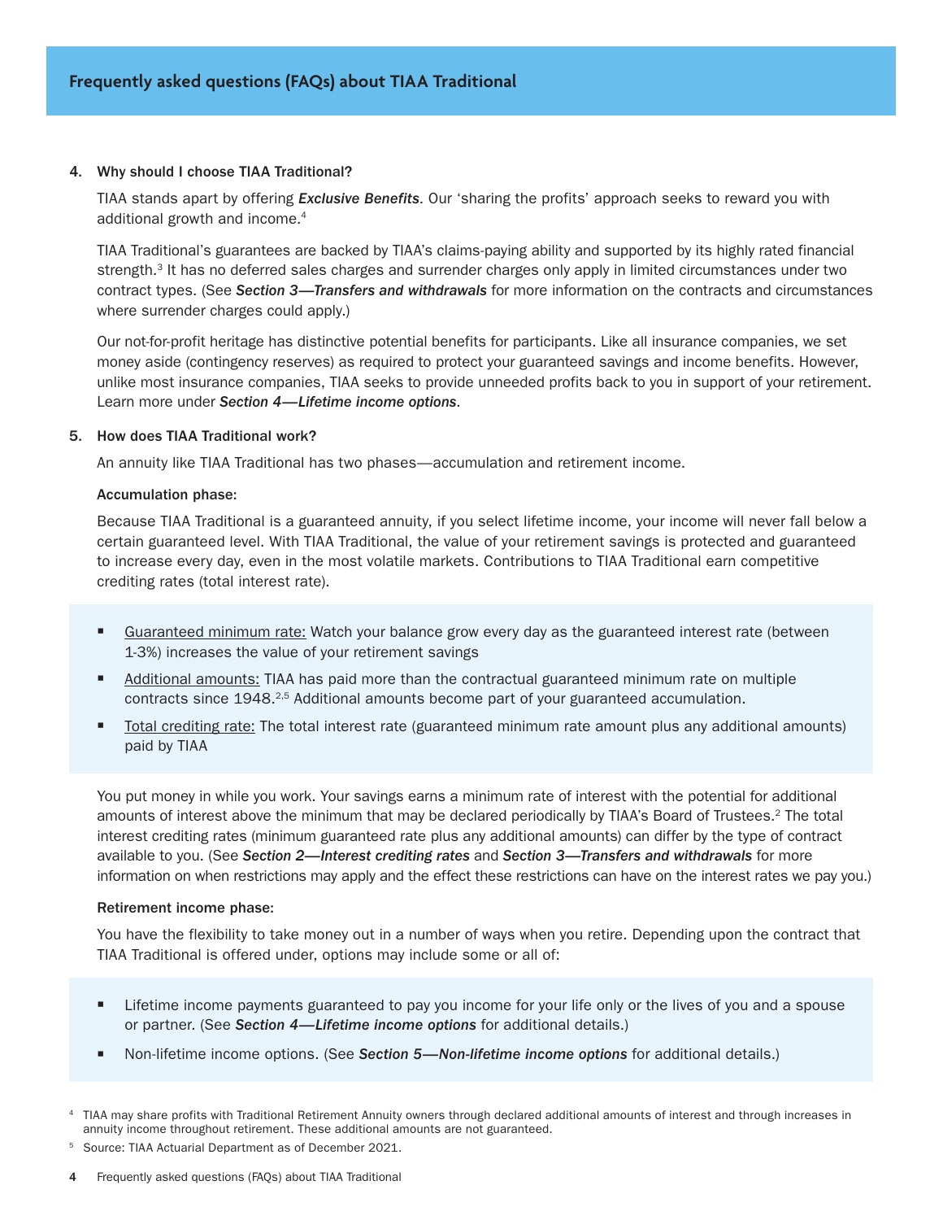## Frequently asked questions (FAQs) about TIAA Traditional

### 4. Why should I choose TIAA Traditional?

TIAA stands apart by offering ***Exclusive Benefits***. Our 'sharing the profits' approach seeks to reward you with additional growth and income.[4]

TIAA Traditional's guarantees are backed by TIAA's claims-paying ability and supported by its highly rated financial strength.[3] It has no deferred sales charges and surrender charges only apply in limited circumstances under two contract types. (See ***Section 3—Transfers and withdrawals*** for more information on the contracts and circumstances where surrender charges could apply.)

Our not-for-profit heritage has distinctive potential benefits for participants. Like all insurance companies, we set money aside (contingency reserves) as required to protect your guaranteed savings and income benefits. However, unlike most insurance companies, TIAA seeks to provide unneeded profits back to you in support of your retirement. Learn more under ***Section 4—Lifetime income options***.

### 5. How does TIAA Traditional work?

An annuity like TIAA Traditional has two phases—accumulation and retirement income.

**Accumulation phase:**

Because TIAA Traditional is a guaranteed annuity, if you select lifetime income, your income will never fall below a certain guaranteed level. With TIAA Traditional, the value of your retirement savings is protected and guaranteed to increase every day, even in the most volatile markets. Contributions to TIAA Traditional earn competitive crediting rates (total interest rate).

- Guaranteed minimum rate: Watch your balance grow every day as the guaranteed interest rate (between 1-3%) increases the value of your retirement savings
- Additional amounts: TIAA has paid more than the contractual guaranteed minimum rate on multiple contracts since 1948.[2,5] Additional amounts become part of your guaranteed accumulation.
- Total crediting rate: The total interest rate (guaranteed minimum rate amount plus any additional amounts) paid by TIAA

You put money in while you work. Your savings earns a minimum rate of interest with the potential for additional amounts of interest above the minimum that may be declared periodically by TIAA's Board of Trustees.[2] The total interest crediting rates (minimum guaranteed rate plus any additional amounts) can differ by the type of contract available to you. (See ***Section 2—Interest crediting rates*** and ***Section 3—Transfers and withdrawals*** for more information on when restrictions may apply and the effect these restrictions can have on the interest rates we pay you.)

**Retirement income phase:**

You have the flexibility to take money out in a number of ways when you retire. Depending upon the contract that TIAA Traditional is offered under, options may include some or all of:

- Lifetime income payments guaranteed to pay you income for your life only or the lives of you and a spouse or partner. (See ***Section 4—Lifetime income options*** for additional details.)
- Non-lifetime income options. (See ***Section 5—Non-lifetime income options*** for additional details.)

[4] TIAA may share profits with Traditional Retirement Annuity owners through declared additional amounts of interest and through increases in annuity income throughout retirement. These additional amounts are not guaranteed.

[5] Source: TIAA Actuarial Department as of December 2021.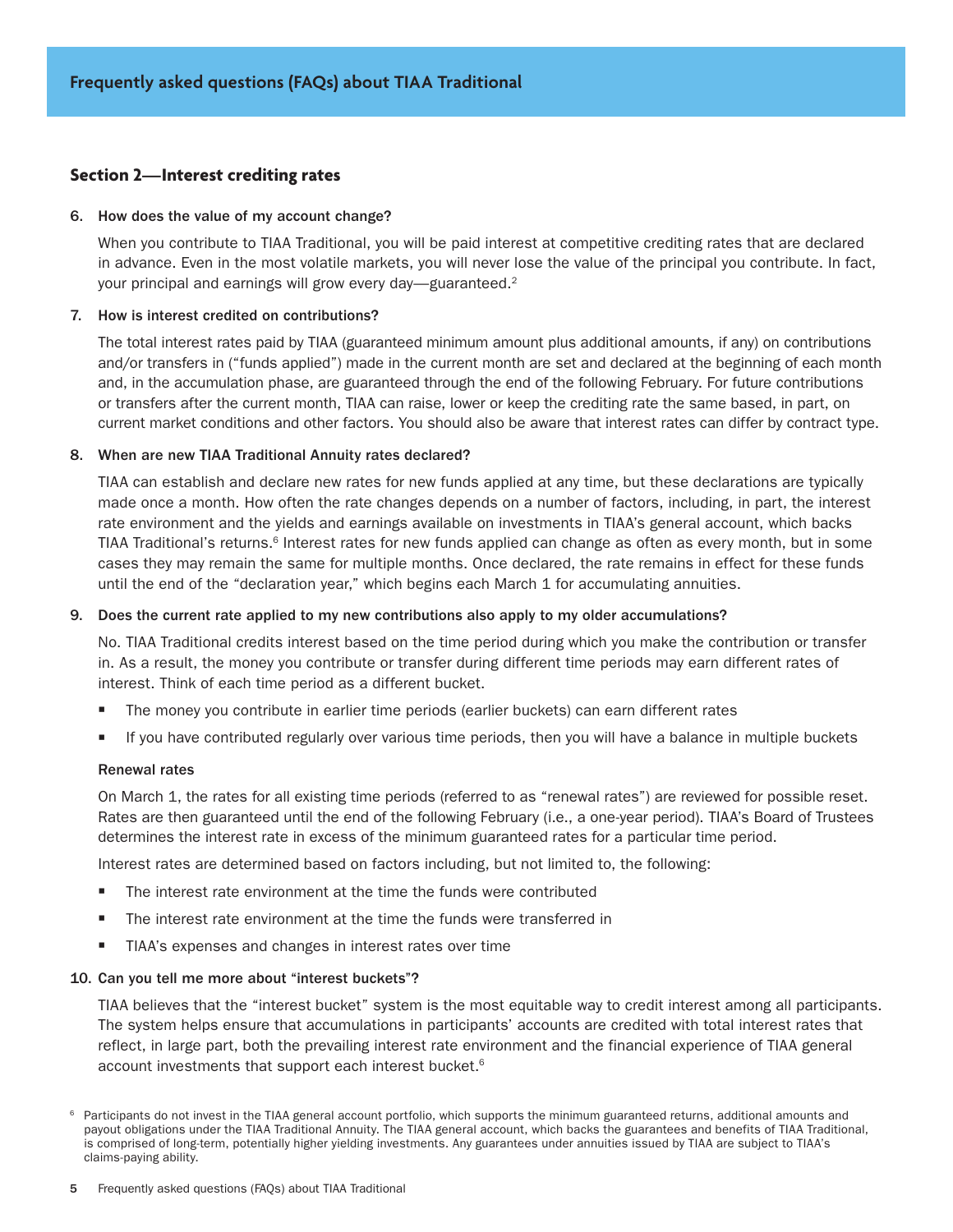## Section 2—Interest crediting rates

**6. How does the value of my account change?**

When you contribute to TIAA Traditional, you will be paid interest at competitive crediting rates that are declared in advance. Even in the most volatile markets, you will never lose the value of the principal you contribute. In fact, your principal and earnings will grow every day—guaranteed.[2]

**7. How is interest credited on contributions?**

The total interest rates paid by TIAA (guaranteed minimum amount plus additional amounts, if any) on contributions and/or transfers in ("funds applied") made in the current month are set and declared at the beginning of each month and, in the accumulation phase, are guaranteed through the end of the following February. For future contributions or transfers after the current month, TIAA can raise, lower or keep the crediting rate the same based, in part, on current market conditions and other factors. You should also be aware that interest rates can differ by contract type.

**8. When are new TIAA Traditional Annuity rates declared?**

TIAA can establish and declare new rates for new funds applied at any time, but these declarations are typically made once a month. How often the rate changes depends on a number of factors, including, in part, the interest rate environment and the yields and earnings available on investments in TIAA's general account, which backs TIAA Traditional's returns.[6] Interest rates for new funds applied can change as often as every month, but in some cases they may remain the same for multiple months. Once declared, the rate remains in effect for these funds until the end of the "declaration year," which begins each March 1 for accumulating annuities.

**9. Does the current rate applied to my new contributions also apply to my older accumulations?**

No. TIAA Traditional credits interest based on the time period during which you make the contribution or transfer in. As a result, the money you contribute or transfer during different time periods may earn different rates of interest. Think of each time period as a different bucket.

- The money you contribute in earlier time periods (earlier buckets) can earn different rates
- If you have contributed regularly over various time periods, then you will have a balance in multiple buckets

**Renewal rates**

On March 1, the rates for all existing time periods (referred to as "renewal rates") are reviewed for possible reset. Rates are then guaranteed until the end of the following February (i.e., a one-year period). TIAA's Board of Trustees determines the interest rate in excess of the minimum guaranteed rates for a particular time period.

Interest rates are determined based on factors including, but not limited to, the following:

- The interest rate environment at the time the funds were contributed
- The interest rate environment at the time the funds were transferred in
- TIAA's expenses and changes in interest rates over time

**10. Can you tell me more about "interest buckets"?**

TIAA believes that the "interest bucket" system is the most equitable way to credit interest among all participants. The system helps ensure that accumulations in participants' accounts are credited with total interest rates that reflect, in large part, both the prevailing interest rate environment and the financial experience of TIAA general account investments that support each interest bucket.[6]

[6] Participants do not invest in the TIAA general account portfolio, which supports the minimum guaranteed returns, additional amounts and payout obligations under the TIAA Traditional Annuity. The TIAA general account, which backs the guarantees and benefits of TIAA Traditional, is comprised of long-term, potentially higher yielding investments. Any guarantees under annuities issued by TIAA are subject to TIAA's claims-paying ability.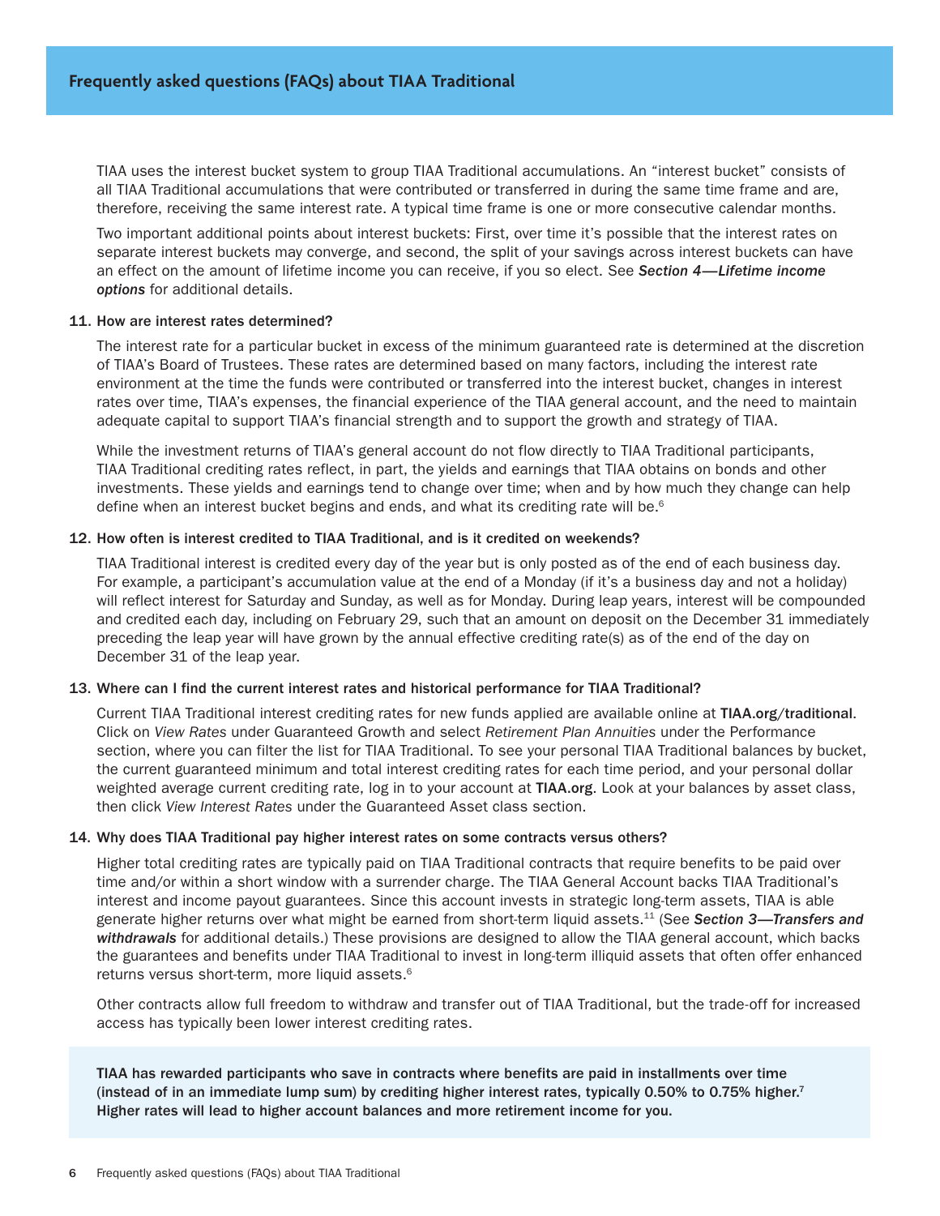TIAA uses the interest bucket system to group TIAA Traditional accumulations. An "interest bucket" consists of all TIAA Traditional accumulations that were contributed or transferred in during the same time frame and are, therefore, receiving the same interest rate. A typical time frame is one or more consecutive calendar months.

Two important additional points about interest buckets: First, over time it's possible that the interest rates on separate interest buckets may converge, and second, the split of your savings across interest buckets can have an effect on the amount of lifetime income you can receive, if you so elect. See ***Section 4—Lifetime income options*** for additional details.

**11. How are interest rates determined?**

The interest rate for a particular bucket in excess of the minimum guaranteed rate is determined at the discretion of TIAA's Board of Trustees. These rates are determined based on many factors, including the interest rate environment at the time the funds were contributed or transferred into the interest bucket, changes in interest rates over time, TIAA's expenses, the financial experience of the TIAA general account, and the need to maintain adequate capital to support TIAA's financial strength and to support the growth and strategy of TIAA.

While the investment returns of TIAA's general account do not flow directly to TIAA Traditional participants, TIAA Traditional crediting rates reflect, in part, the yields and earnings that TIAA obtains on bonds and other investments. These yields and earnings tend to change over time; when and by how much they change can help define when an interest bucket begins and ends, and what its crediting rate will be.[6]

**12. How often is interest credited to TIAA Traditional, and is it credited on weekends?**

TIAA Traditional interest is credited every day of the year but is only posted as of the end of each business day. For example, a participant's accumulation value at the end of a Monday (if it's a business day and not a holiday) will reflect interest for Saturday and Sunday, as well as for Monday. During leap years, interest will be compounded and credited each day, including on February 29, such that an amount on deposit on the December 31 immediately preceding the leap year will have grown by the annual effective crediting rate(s) as of the end of the day on December 31 of the leap year.

**13. Where can I find the current interest rates and historical performance for TIAA Traditional?**

Current TIAA Traditional interest crediting rates for new funds applied are available online at **TIAA.org/traditional**. Click on *View Rates* under Guaranteed Growth and select *Retirement Plan Annuities* under the Performance section, where you can filter the list for TIAA Traditional. To see your personal TIAA Traditional balances by bucket, the current guaranteed minimum and total interest crediting rates for each time period, and your personal dollar weighted average current crediting rate, log in to your account at **TIAA.org**. Look at your balances by asset class, then click *View Interest Rates* under the Guaranteed Asset class section.

**14. Why does TIAA Traditional pay higher interest rates on some contracts versus others?**

Higher total crediting rates are typically paid on TIAA Traditional contracts that require benefits to be paid over time and/or within a short window with a surrender charge. The TIAA General Account backs TIAA Traditional's interest and income payout guarantees. Since this account invests in strategic long-term assets, TIAA is able generate higher returns over what might be earned from short-term liquid assets.[11] (See ***Section 3—Transfers and withdrawals*** for additional details.) These provisions are designed to allow the TIAA general account, which backs the guarantees and benefits under TIAA Traditional to invest in long-term illiquid assets that often offer enhanced returns versus short-term, more liquid assets.[6]

Other contracts allow full freedom to withdraw and transfer out of TIAA Traditional, but the trade-off for increased access has typically been lower interest crediting rates.

**TIAA has rewarded participants who save in contracts where benefits are paid in installments over time (instead of in an immediate lump sum) by crediting higher interest rates, typically 0.50% to 0.75% higher.[7] Higher rates will lead to higher account balances and more retirement income for you.**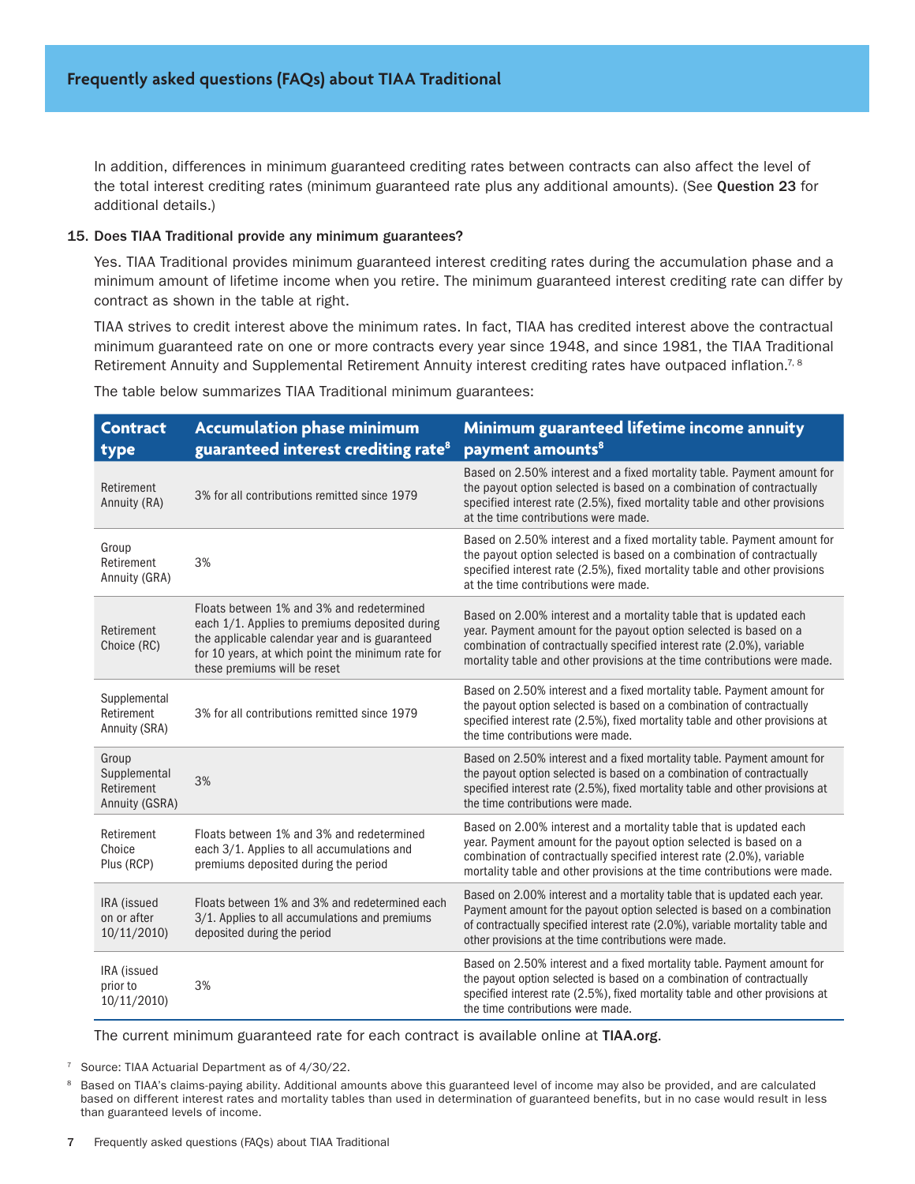In addition, differences in minimum guaranteed crediting rates between contracts can also affect the level of the total interest crediting rates (minimum guaranteed rate plus any additional amounts). (See **Question 23** for additional details.)

**15. Does TIAA Traditional provide any minimum guarantees?**

Yes. TIAA Traditional provides minimum guaranteed interest crediting rates during the accumulation phase and a minimum amount of lifetime income when you retire. The minimum guaranteed interest crediting rate can differ by contract as shown in the table at right.

TIAA strives to credit interest above the minimum rates. In fact, TIAA has credited interest above the contractual minimum guaranteed rate on one or more contracts every year since 1948, and since 1981, the TIAA Traditional Retirement Annuity and Supplemental Retirement Annuity interest crediting rates have outpaced inflation.[7, 8]

The table below summarizes TIAA Traditional minimum guarantees:

| Contract type | Accumulation phase minimum guaranteed interest crediting rate[8] | Minimum guaranteed lifetime income annuity payment amounts[8] |
|---|---|---|
| Retirement Annuity (RA) | 3% for all contributions remitted since 1979 | Based on 2.50% interest and a fixed mortality table. Payment amount for the payout option selected is based on a combination of contractually specified interest rate (2.5%), fixed mortality table and other provisions at the time contributions were made. |
| Group Retirement Annuity (GRA) | 3% | Based on 2.50% interest and a fixed mortality table. Payment amount for the payout option selected is based on a combination of contractually specified interest rate (2.5%), fixed mortality table and other provisions at the time contributions were made. |
| Retirement Choice (RC) | Floats between 1% and 3% and redetermined each 1/1. Applies to premiums deposited during the applicable calendar year and is guaranteed for 10 years, at which point the minimum rate for these premiums will be reset | Based on 2.00% interest and a mortality table that is updated each year. Payment amount for the payout option selected is based on a combination of contractually specified interest rate (2.0%), variable mortality table and other provisions at the time contributions were made. |
| Supplemental Retirement Annuity (SRA) | 3% for all contributions remitted since 1979 | Based on 2.50% interest and a fixed mortality table. Payment amount for the payout option selected is based on a combination of contractually specified interest rate (2.5%), fixed mortality table and other provisions at the time contributions were made. |
| Group Supplemental Retirement Annuity (GSRA) | 3% | Based on 2.50% interest and a fixed mortality table. Payment amount for the payout option selected is based on a combination of contractually specified interest rate (2.5%), fixed mortality table and other provisions at the time contributions were made. |
| Retirement Choice Plus (RCP) | Floats between 1% and 3% and redetermined each 3/1. Applies to all accumulations and premiums deposited during the period | Based on 2.00% interest and a mortality table that is updated each year. Payment amount for the payout option selected is based on a combination of contractually specified interest rate (2.0%), variable mortality table and other provisions at the time contributions were made. |
| IRA (issued on or after 10/11/2010) | Floats between 1% and 3% and redetermined each 3/1. Applies to all accumulations and premiums deposited during the period | Based on 2.00% interest and a mortality table that is updated each year. Payment amount for the payout option selected is based on a combination of contractually specified interest rate (2.0%), variable mortality table and other provisions at the time contributions were made. |
| IRA (issued prior to 10/11/2010) | 3% | Based on 2.50% interest and a fixed mortality table. Payment amount for the payout option selected is based on a combination of contractually specified interest rate (2.5%), fixed mortality table and other provisions at the time contributions were made. |

The current minimum guaranteed rate for each contract is available online at **TIAA.org**.

[7] Source: TIAA Actuarial Department as of 4/30/22.

[8] Based on TIAA's claims-paying ability. Additional amounts above this guaranteed level of income may also be provided, and are calculated based on different interest rates and mortality tables than used in determination of guaranteed benefits, but in no case would result in less than guaranteed levels of income.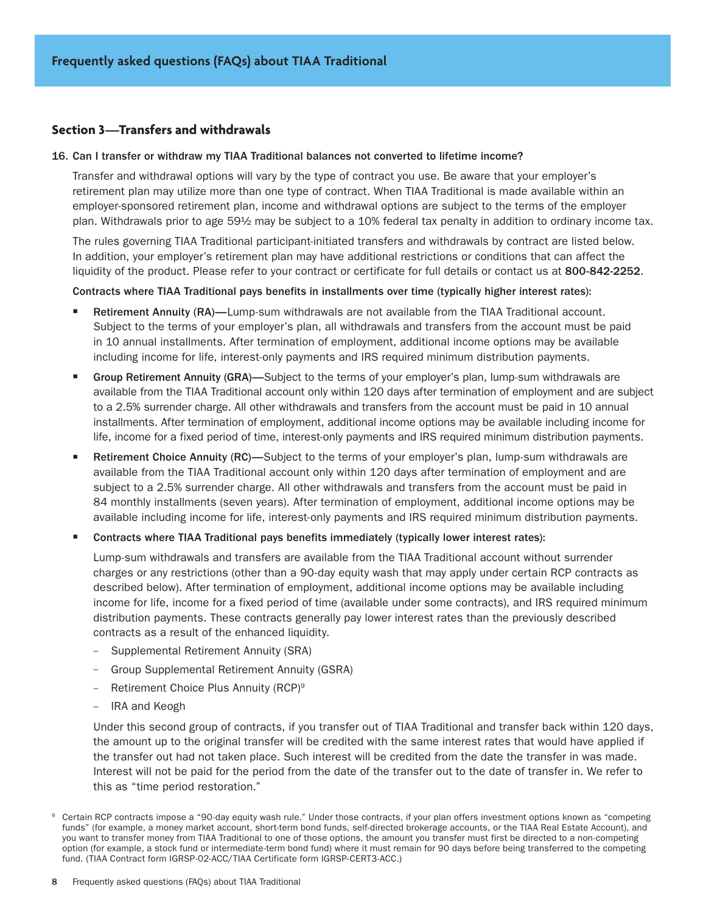## Section 3—Transfers and withdrawals

### 16. Can I transfer or withdraw my TIAA Traditional balances not converted to lifetime income?

Transfer and withdrawal options will vary by the type of contract you use. Be aware that your employer's retirement plan may utilize more than one type of contract. When TIAA Traditional is made available within an employer-sponsored retirement plan, income and withdrawal options are subject to the terms of the employer plan. Withdrawals prior to age 59½ may be subject to a 10% federal tax penalty in addition to ordinary income tax.

The rules governing TIAA Traditional participant-initiated transfers and withdrawals by contract are listed below. In addition, your employer's retirement plan may have additional restrictions or conditions that can affect the liquidity of the product. Please refer to your contract or certificate for full details or contact us at **800-842-2252**.

**Contracts where TIAA Traditional pays benefits in installments over time (typically higher interest rates):**

- **Retirement Annuity (RA)—**Lump-sum withdrawals are not available from the TIAA Traditional account. Subject to the terms of your employer's plan, all withdrawals and transfers from the account must be paid in 10 annual installments. After termination of employment, additional income options may be available including income for life, interest-only payments and IRS required minimum distribution payments.
- **Group Retirement Annuity (GRA)—**Subject to the terms of your employer's plan, lump-sum withdrawals are available from the TIAA Traditional account only within 120 days after termination of employment and are subject to a 2.5% surrender charge. All other withdrawals and transfers from the account must be paid in 10 annual installments. After termination of employment, additional income options may be available including income for life, income for a fixed period of time, interest-only payments and IRS required minimum distribution payments.
- **Retirement Choice Annuity (RC)—**Subject to the terms of your employer's plan, lump-sum withdrawals are available from the TIAA Traditional account only within 120 days after termination of employment and are subject to a 2.5% surrender charge. All other withdrawals and transfers from the account must be paid in 84 monthly installments (seven years). After termination of employment, additional income options may be available including income for life, interest-only payments and IRS required minimum distribution payments.
- **Contracts where TIAA Traditional pays benefits immediately (typically lower interest rates):**

  Lump-sum withdrawals and transfers are available from the TIAA Traditional account without surrender charges or any restrictions (other than a 90-day equity wash that may apply under certain RCP contracts as described below). After termination of employment, additional income options may be available including income for life, income for a fixed period of time (available under some contracts), and IRS required minimum distribution payments. These contracts generally pay lower interest rates than the previously described contracts as a result of the enhanced liquidity.

  - Supplemental Retirement Annuity (SRA)
  - Group Supplemental Retirement Annuity (GSRA)
  - Retirement Choice Plus Annuity (RCP)[9]
  - IRA and Keogh

  Under this second group of contracts, if you transfer out of TIAA Traditional and transfer back within 120 days, the amount up to the original transfer will be credited with the same interest rates that would have applied if the transfer out had not taken place. Such interest will be credited from the date the transfer in was made. Interest will not be paid for the period from the date of the transfer out to the date of transfer in. We refer to this as "time period restoration."

[9] Certain RCP contracts impose a "90-day equity wash rule." Under those contracts, if your plan offers investment options known as "competing funds" (for example, a money market account, short-term bond funds, self-directed brokerage accounts, or the TIAA Real Estate Account), and you want to transfer money from TIAA Traditional to one of those options, the amount you transfer must first be directed to a non-competing option (for example, a stock fund or intermediate-term bond fund) where it must remain for 90 days before being transferred to the competing fund. (TIAA Contract form IGRSP-02-ACC/TIAA Certificate form IGRSP-CERT3-ACC.)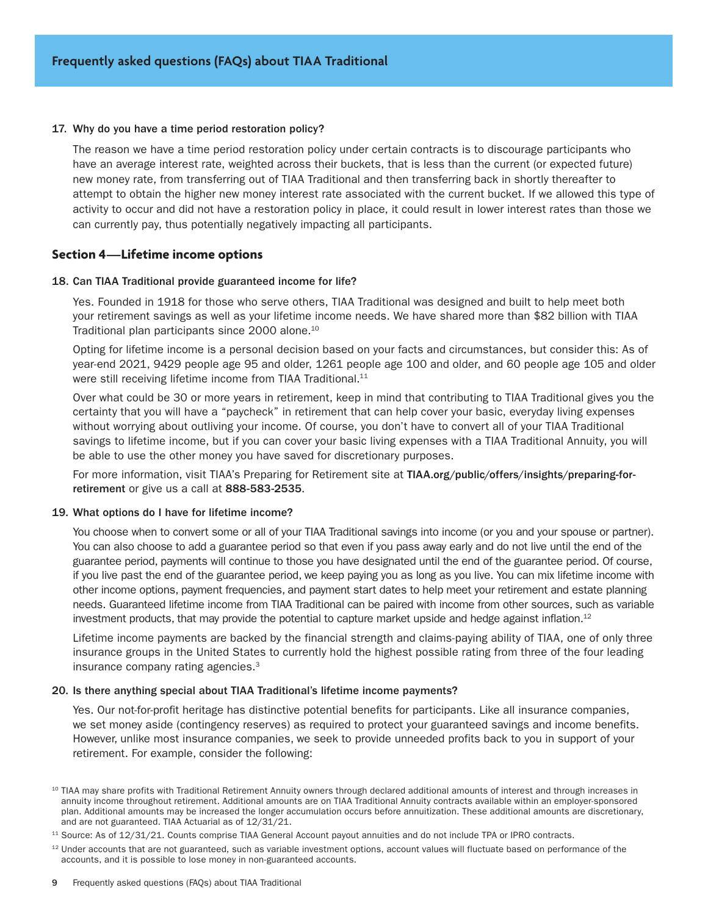**17. Why do you have a time period restoration policy?**

The reason we have a time period restoration policy under certain contracts is to discourage participants who have an average interest rate, weighted across their buckets, that is less than the current (or expected future) new money rate, from transferring out of TIAA Traditional and then transferring back in shortly thereafter to attempt to obtain the higher new money interest rate associated with the current bucket. If we allowed this type of activity to occur and did not have a restoration policy in place, it could result in lower interest rates than those we can currently pay, thus potentially negatively impacting all participants.

## Section 4—Lifetime income options

**18. Can TIAA Traditional provide guaranteed income for life?**

Yes. Founded in 1918 for those who serve others, TIAA Traditional was designed and built to help meet both your retirement savings as well as your lifetime income needs. We have shared more than $82 billion with TIAA Traditional plan participants since 2000 alone.[10]

Opting for lifetime income is a personal decision based on your facts and circumstances, but consider this: As of year-end 2021, 9429 people age 95 and older, 1261 people age 100 and older, and 60 people age 105 and older were still receiving lifetime income from TIAA Traditional.[11]

Over what could be 30 or more years in retirement, keep in mind that contributing to TIAA Traditional gives you the certainty that you will have a "paycheck" in retirement that can help cover your basic, everyday living expenses without worrying about outliving your income. Of course, you don't have to convert all of your TIAA Traditional savings to lifetime income, but if you can cover your basic living expenses with a TIAA Traditional Annuity, you will be able to use the other money you have saved for discretionary purposes.

For more information, visit TIAA's Preparing for Retirement site at **TIAA.org/public/offers/insights/preparing-for-retirement** or give us a call at **888-583-2535**.

**19. What options do I have for lifetime income?**

You choose when to convert some or all of your TIAA Traditional savings into income (or you and your spouse or partner). You can also choose to add a guarantee period so that even if you pass away early and do not live until the end of the guarantee period, payments will continue to those you have designated until the end of the guarantee period. Of course, if you live past the end of the guarantee period, we keep paying you as long as you live. You can mix lifetime income with other income options, payment frequencies, and payment start dates to help meet your retirement and estate planning needs. Guaranteed lifetime income from TIAA Traditional can be paired with income from other sources, such as variable investment products, that may provide the potential to capture market upside and hedge against inflation.[12]

Lifetime income payments are backed by the financial strength and claims-paying ability of TIAA, one of only three insurance groups in the United States to currently hold the highest possible rating from three of the four leading insurance company rating agencies.[3]

**20. Is there anything special about TIAA Traditional's lifetime income payments?**

Yes. Our not-for-profit heritage has distinctive potential benefits for participants. Like all insurance companies, we set money aside (contingency reserves) as required to protect your guaranteed savings and income benefits. However, unlike most insurance companies, we seek to provide unneeded profits back to you in support of your retirement. For example, consider the following:

[10] TIAA may share profits with Traditional Retirement Annuity owners through declared additional amounts of interest and through increases in annuity income throughout retirement. Additional amounts are on TIAA Traditional Annuity contracts available within an employer-sponsored plan. Additional amounts may be increased the longer accumulation occurs before annuitization. These additional amounts are discretionary, and are not guaranteed. TIAA Actuarial as of 12/31/21.

[11] Source: As of 12/31/21. Counts comprise TIAA General Account payout annuities and do not include TPA or IPRO contracts.

[12] Under accounts that are not guaranteed, such as variable investment options, account values will fluctuate based on performance of the accounts, and it is possible to lose money in non-guaranteed accounts.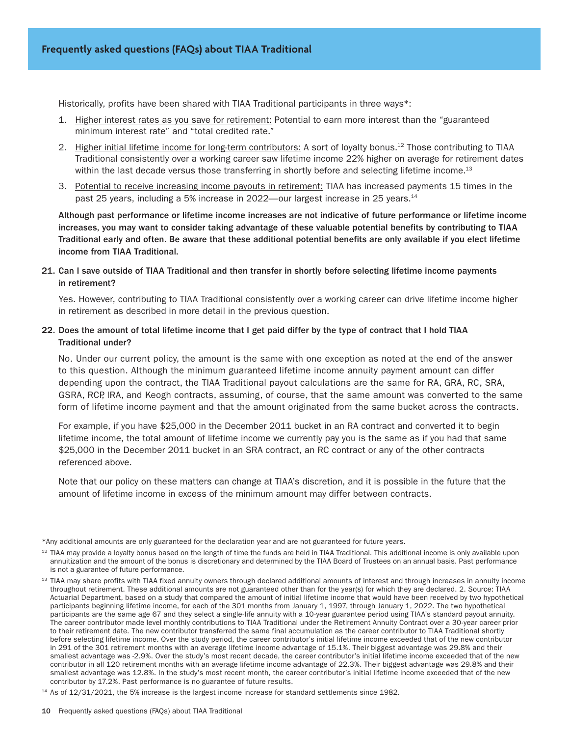Historically, profits have been shared with TIAA Traditional participants in three ways*:

1. Higher interest rates as you save for retirement: Potential to earn more interest than the "guaranteed minimum interest rate" and "total credited rate."
2. Higher initial lifetime income for long-term contributors: A sort of loyalty bonus.[12] Those contributing to TIAA Traditional consistently over a working career saw lifetime income 22% higher on average for retirement dates within the last decade versus those transferring in shortly before and selecting lifetime income.[13]
3. Potential to receive increasing income payouts in retirement: TIAA has increased payments 15 times in the past 25 years, including a 5% increase in 2022—our largest increase in 25 years.[14]

**Although past performance or lifetime income increases are not indicative of future performance or lifetime income increases, you may want to consider taking advantage of these valuable potential benefits by contributing to TIAA Traditional early and often. Be aware that these additional potential benefits are only available if you elect lifetime income from TIAA Traditional.**

**21. Can I save outside of TIAA Traditional and then transfer in shortly before selecting lifetime income payments in retirement?**

Yes. However, contributing to TIAA Traditional consistently over a working career can drive lifetime income higher in retirement as described in more detail in the previous question.

**22. Does the amount of total lifetime income that I get paid differ by the type of contract that I hold TIAA Traditional under?**

No. Under our current policy, the amount is the same with one exception as noted at the end of the answer to this question. Although the minimum guaranteed lifetime income annuity payment amount can differ depending upon the contract, the TIAA Traditional payout calculations are the same for RA, GRA, RC, SRA, GSRA, RCP, IRA, and Keogh contracts, assuming, of course, that the same amount was converted to the same form of lifetime income payment and that the amount originated from the same bucket across the contracts.

For example, if you have $25,000 in the December 2011 bucket in an RA contract and converted it to begin lifetime income, the total amount of lifetime income we currently pay you is the same as if you had that same $25,000 in the December 2011 bucket in an SRA contract, an RC contract or any of the other contracts referenced above.

Note that our policy on these matters can change at TIAA's discretion, and it is possible in the future that the amount of lifetime income in excess of the minimum amount may differ between contracts.

*Any additional amounts are only guaranteed for the declaration year and are not guaranteed for future years.

[12] TIAA may provide a loyalty bonus based on the length of time the funds are held in TIAA Traditional. This additional income is only available upon annuitization and the amount of the bonus is discretionary and determined by the TIAA Board of Trustees on an annual basis. Past performance is not a guarantee of future performance.

[13] TIAA may share profits with TIAA fixed annuity owners through declared additional amounts of interest and through increases in annuity income throughout retirement. These additional amounts are not guaranteed other than for the year(s) for which they are declared. 2. Source: TIAA Actuarial Department, based on a study that compared the amount of initial lifetime income that would have been received by two hypothetical participants beginning lifetime income, for each of the 301 months from January 1, 1997, through January 1, 2022. The two hypothetical participants are the same age 67 and they select a single-life annuity with a 10-year guarantee period using TIAA's standard payout annuity. The career contributor made level monthly contributions to TIAA Traditional under the Retirement Annuity Contract over a 30-year career prior to their retirement date. The new contributor transferred the same final accumulation as the career contributor to TIAA Traditional shortly before selecting lifetime income. Over the study period, the career contributor's initial lifetime income exceeded that of the new contributor in 291 of the 301 retirement months with an average lifetime income advantage of 15.1%. Their biggest advantage was 29.8% and their smallest advantage was -2.9%. Over the study's most recent decade, the career contributor's initial lifetime income exceeded that of the new contributor in all 120 retirement months with an average lifetime income advantage of 22.3%. Their biggest advantage was 29.8% and their smallest advantage was 12.8%. In the study's most recent month, the career contributor's initial lifetime income exceeded that of the new contributor by 17.2%. Past performance is no guarantee of future results.

[14] As of 12/31/2021, the 5% increase is the largest income increase for standard settlements since 1982.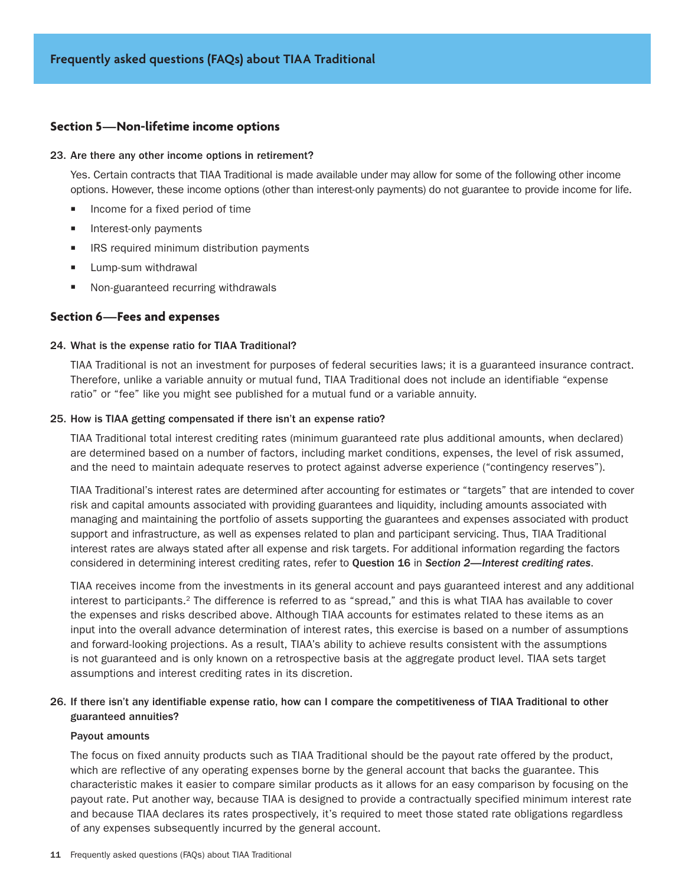## Section 5—Non-lifetime income options

**23. Are there any other income options in retirement?**

Yes. Certain contracts that TIAA Traditional is made available under may allow for some of the following other income options. However, these income options (other than interest-only payments) do not guarantee to provide income for life.

- Income for a fixed period of time
- Interest-only payments
- IRS required minimum distribution payments
- Lump-sum withdrawal
- Non-guaranteed recurring withdrawals

## Section 6—Fees and expenses

**24. What is the expense ratio for TIAA Traditional?**

TIAA Traditional is not an investment for purposes of federal securities laws; it is a guaranteed insurance contract. Therefore, unlike a variable annuity or mutual fund, TIAA Traditional does not include an identifiable "expense ratio" or "fee" like you might see published for a mutual fund or a variable annuity.

**25. How is TIAA getting compensated if there isn't an expense ratio?**

TIAA Traditional total interest crediting rates (minimum guaranteed rate plus additional amounts, when declared) are determined based on a number of factors, including market conditions, expenses, the level of risk assumed, and the need to maintain adequate reserves to protect against adverse experience ("contingency reserves").

TIAA Traditional's interest rates are determined after accounting for estimates or "targets" that are intended to cover risk and capital amounts associated with providing guarantees and liquidity, including amounts associated with managing and maintaining the portfolio of assets supporting the guarantees and expenses associated with product support and infrastructure, as well as expenses related to plan and participant servicing. Thus, TIAA Traditional interest rates are always stated after all expense and risk targets. For additional information regarding the factors considered in determining interest crediting rates, refer to **Question 16** in ***Section 2—Interest crediting rates***.

TIAA receives income from the investments in its general account and pays guaranteed interest and any additional interest to participants.[2] The difference is referred to as "spread," and this is what TIAA has available to cover the expenses and risks described above. Although TIAA accounts for estimates related to these items as an input into the overall advance determination of interest rates, this exercise is based on a number of assumptions and forward-looking projections. As a result, TIAA's ability to achieve results consistent with the assumptions is not guaranteed and is only known on a retrospective basis at the aggregate product level. TIAA sets target assumptions and interest crediting rates in its discretion.

**26. If there isn't any identifiable expense ratio, how can I compare the competitiveness of TIAA Traditional to other guaranteed annuities?**

**Payout amounts**

The focus on fixed annuity products such as TIAA Traditional should be the payout rate offered by the product, which are reflective of any operating expenses borne by the general account that backs the guarantee. This characteristic makes it easier to compare similar products as it allows for an easy comparison by focusing on the payout rate. Put another way, because TIAA is designed to provide a contractually specified minimum interest rate and because TIAA declares its rates prospectively, it's required to meet those stated rate obligations regardless of any expenses subsequently incurred by the general account.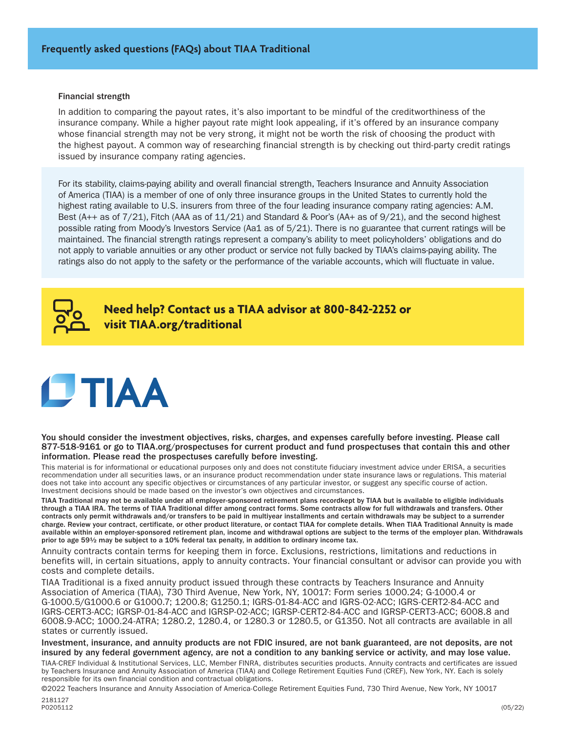## Frequently asked questions (FAQs) about TIAA Traditional

### Financial strength

In addition to comparing the payout rates, it's also important to be mindful of the creditworthiness of the insurance company. While a higher payout rate might look appealing, if it's offered by an insurance company whose financial strength may not be very strong, it might not be worth the risk of choosing the product with the highest payout. A common way of researching financial strength is by checking out third-party credit ratings issued by insurance company rating agencies.

For its stability, claims-paying ability and overall financial strength, Teachers Insurance and Annuity Association of America (TIAA) is a member of one of only three insurance groups in the United States to currently hold the highest rating available to U.S. insurers from three of the four leading insurance company rating agencies: A.M. Best (A++ as of 7/21), Fitch (AAA as of 11/21) and Standard & Poor's (AA+ as of 9/21), and the second highest possible rating from Moody's Investors Service (Aa1 as of 5/21). There is no guarantee that current ratings will be maintained. The financial strength ratings represent a company's ability to meet policyholders' obligations and do not apply to variable annuities or any other product or service not fully backed by TIAA's claims-paying ability. The ratings also do not apply to the safety or the performance of the variable accounts, which will fluctuate in value.

**Need help? Contact us a TIAA advisor at 800-842-2252 or visit TIAA.org/traditional**

TIAA

**You should consider the investment objectives, risks, charges, and expenses carefully before investing. Please call 877-518-9161 or go to TIAA.org/prospectuses for current product and fund prospectuses that contain this and other information. Please read the prospectuses carefully before investing.**

This material is for informational or educational purposes only and does not constitute fiduciary investment advice under ERISA, a securities recommendation under all securities laws, or an insurance product recommendation under state insurance laws or regulations. This material does not take into account any specific objectives or circumstances of any particular investor, or suggest any specific course of action. Investment decisions should be made based on the investor's own objectives and circumstances.

**TIAA Traditional may not be available under all employer-sponsored retirement plans recordkept by TIAA but is available to eligible individuals through a TIAA IRA. The terms of TIAA Traditional differ among contract forms. Some contracts allow for full withdrawals and transfers. Other contracts only permit withdrawals and/or transfers to be paid in multiyear installments and certain withdrawals may be subject to a surrender charge. Review your contract, certificate, or other product literature, or contact TIAA for complete details. When TIAA Traditional Annuity is made available within an employer-sponsored retirement plan, income and withdrawal options are subject to the terms of the employer plan. Withdrawals prior to age 59½ may be subject to a 10% federal tax penalty, in addition to ordinary income tax.**

Annuity contracts contain terms for keeping them in force. Exclusions, restrictions, limitations and reductions in benefits will, in certain situations, apply to annuity contracts. Your financial consultant or advisor can provide you with costs and complete details.

TIAA Traditional is a fixed annuity product issued through these contracts by Teachers Insurance and Annuity Association of America (TIAA), 730 Third Avenue, New York, NY, 10017: Form series 1000.24; G-1000.4 or G-1000.5/G1000.6 or G1000.7; 1200.8; G1250.1; IGRS-01-84-ACC and IGRS-02-ACC; IGRS-CERT2-84-ACC and IGRS-CERT3-ACC; IGRSP-01-84-ACC and IGRSP-02-ACC; IGRSP-CERT2-84-ACC and IGRSP-CERT3-ACC; 6008.8 and 6008.9-ACC; 1000.24-ATRA; 1280.2, 1280.4, or 1280.3 or 1280.5, or G1350. Not all contracts are available in all states or currently issued.

Investment, insurance, and annuity products are not FDIC insured, are not bank guaranteed, are not deposits, are not insured by any federal government agency, are not a condition to any banking service or activity, and may lose value.

TIAA-CREF Individual & Institutional Services, LLC, Member FINRA, distributes securities products. Annuity contracts and certificates are issued by Teachers Insurance and Annuity Association of America (TIAA) and College Retirement Equities Fund (CREF), New York, NY. Each is solely responsible for its own financial condition and contractual obligations.

©2022 Teachers Insurance and Annuity Association of America-College Retirement Equities Fund, 730 Third Avenue, New York, NY 10017

2181127
P0205112 (05/22)